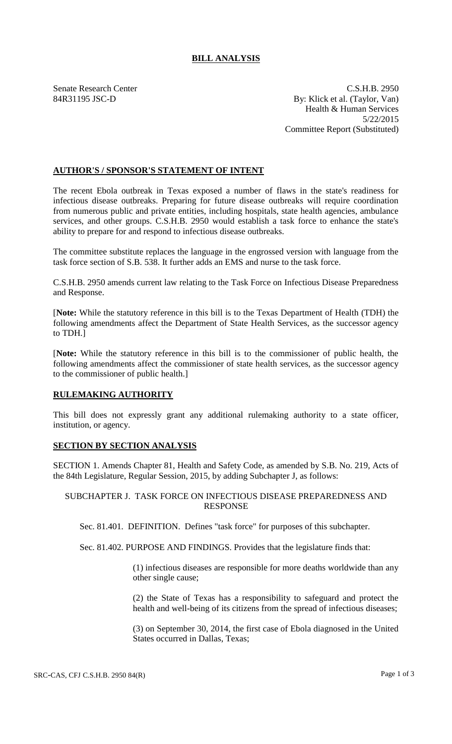# BILL ANALYSIS

Senate Research Center
84R31195 JSC-D

C.S.H.B. 2950
By: Klick et al. (Taylor, Van)
Health & Human Services
5/22/2015
Committee Report (Substituted)

## AUTHOR'S / SPONSOR'S STATEMENT OF INTENT

The recent Ebola outbreak in Texas exposed a number of flaws in the state's readiness for infectious disease outbreaks. Preparing for future disease outbreaks will require coordination from numerous public and private entities, including hospitals, state health agencies, ambulance services, and other groups. C.S.H.B. 2950 would establish a task force to enhance the state's ability to prepare for and respond to infectious disease outbreaks.

The committee substitute replaces the language in the engrossed version with language from the task force section of S.B. 538. It further adds an EMS and nurse to the task force.

C.S.H.B. 2950 amends current law relating to the Task Force on Infectious Disease Preparedness and Response.

[**Note:** While the statutory reference in this bill is to the Texas Department of Health (TDH) the following amendments affect the Department of State Health Services, as the successor agency to TDH.]

[**Note:** While the statutory reference in this bill is to the commissioner of public health, the following amendments affect the commissioner of state health services, as the successor agency to the commissioner of public health.]

## RULEMAKING AUTHORITY

This bill does not expressly grant any additional rulemaking authority to a state officer, institution, or agency.

## SECTION BY SECTION ANALYSIS

SECTION 1. Amends Chapter 81, Health and Safety Code, as amended by S.B. No. 219, Acts of the 84th Legislature, Regular Session, 2015, by adding Subchapter J, as follows:

SUBCHAPTER J. TASK FORCE ON INFECTIOUS DISEASE PREPAREDNESS AND RESPONSE

Sec. 81.401. DEFINITION. Defines "task force" for purposes of this subchapter.

Sec. 81.402. PURPOSE AND FINDINGS. Provides that the legislature finds that:

(1) infectious diseases are responsible for more deaths worldwide than any other single cause;

(2) the State of Texas has a responsibility to safeguard and protect the health and well-being of its citizens from the spread of infectious diseases;

(3) on September 30, 2014, the first case of Ebola diagnosed in the United States occurred in Dallas, Texas;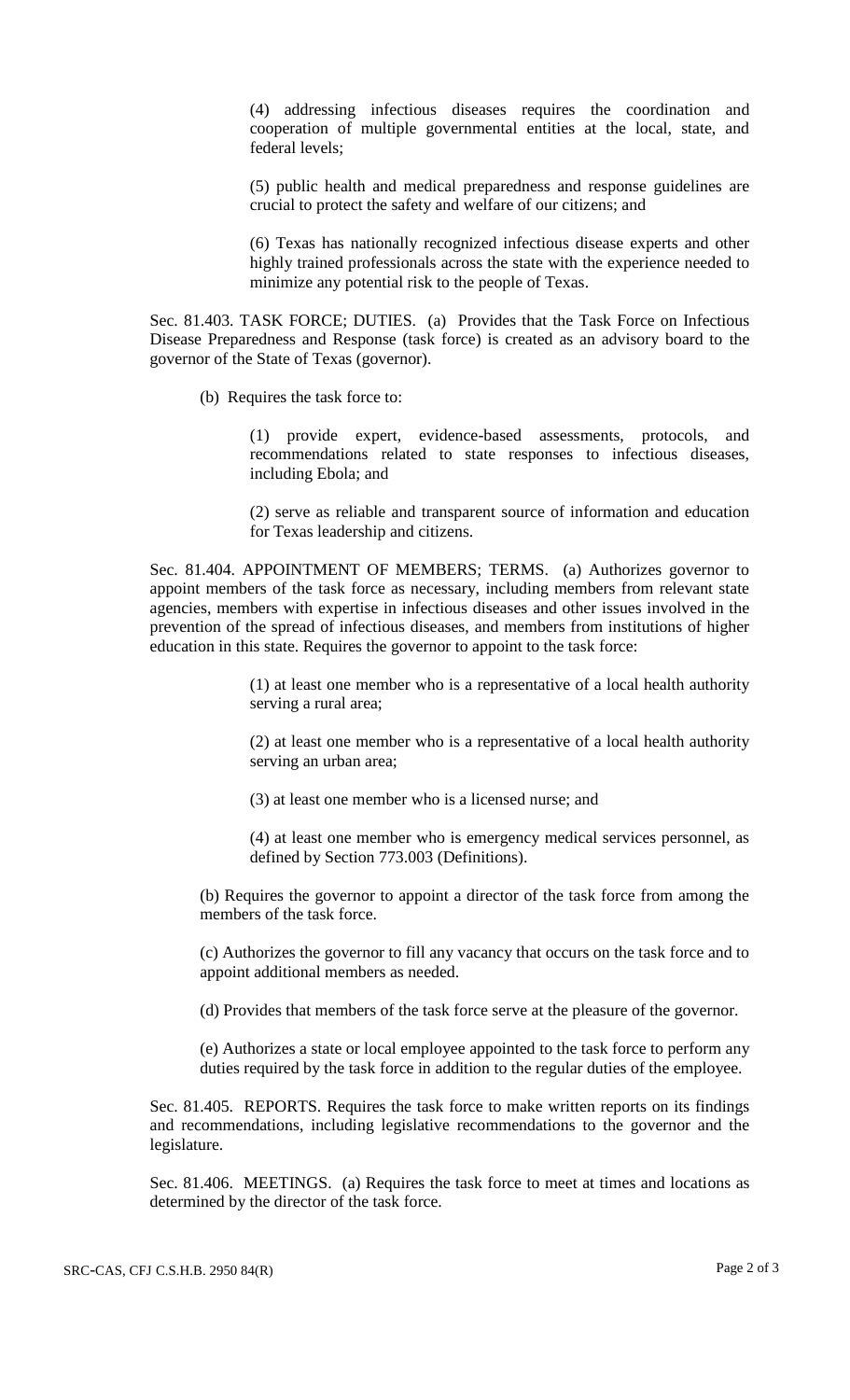(4) addressing infectious diseases requires the coordination and cooperation of multiple governmental entities at the local, state, and federal levels;

(5) public health and medical preparedness and response guidelines are crucial to protect the safety and welfare of our citizens; and

(6) Texas has nationally recognized infectious disease experts and other highly trained professionals across the state with the experience needed to minimize any potential risk to the people of Texas.

Sec. 81.403. TASK FORCE; DUTIES. (a) Provides that the Task Force on Infectious Disease Preparedness and Response (task force) is created as an advisory board to the governor of the State of Texas (governor).

(b) Requires the task force to:

(1) provide expert, evidence-based assessments, protocols, and recommendations related to state responses to infectious diseases, including Ebola; and

(2) serve as reliable and transparent source of information and education for Texas leadership and citizens.

Sec. 81.404. APPOINTMENT OF MEMBERS; TERMS. (a) Authorizes governor to appoint members of the task force as necessary, including members from relevant state agencies, members with expertise in infectious diseases and other issues involved in the prevention of the spread of infectious diseases, and members from institutions of higher education in this state. Requires the governor to appoint to the task force:

(1) at least one member who is a representative of a local health authority serving a rural area;

(2) at least one member who is a representative of a local health authority serving an urban area;

(3) at least one member who is a licensed nurse; and

(4) at least one member who is emergency medical services personnel, as defined by Section 773.003 (Definitions).

(b) Requires the governor to appoint a director of the task force from among the members of the task force.

(c) Authorizes the governor to fill any vacancy that occurs on the task force and to appoint additional members as needed.

(d) Provides that members of the task force serve at the pleasure of the governor.

(e) Authorizes a state or local employee appointed to the task force to perform any duties required by the task force in addition to the regular duties of the employee.

Sec. 81.405. REPORTS. Requires the task force to make written reports on its findings and recommendations, including legislative recommendations to the governor and the legislature.

Sec. 81.406. MEETINGS. (a) Requires the task force to meet at times and locations as determined by the director of the task force.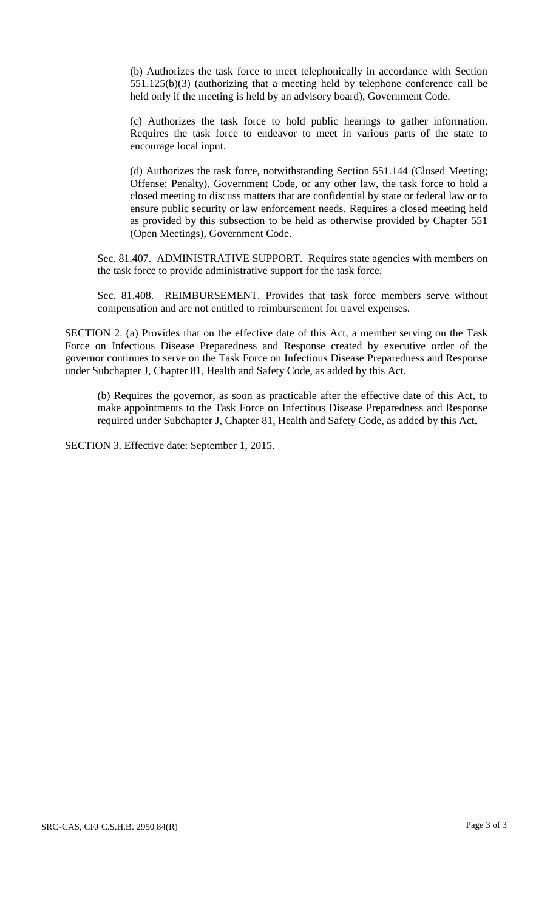(b) Authorizes the task force to meet telephonically in accordance with Section 551.125(b)(3) (authorizing that a meeting held by telephone conference call be held only if the meeting is held by an advisory board), Government Code.

(c) Authorizes the task force to hold public hearings to gather information. Requires the task force to endeavor to meet in various parts of the state to encourage local input.

(d) Authorizes the task force, notwithstanding Section 551.144 (Closed Meeting; Offense; Penalty), Government Code, or any other law, the task force to hold a closed meeting to discuss matters that are confidential by state or federal law or to ensure public security or law enforcement needs. Requires a closed meeting held as provided by this subsection to be held as otherwise provided by Chapter 551 (Open Meetings), Government Code.

Sec. 81.407. ADMINISTRATIVE SUPPORT. Requires state agencies with members on the task force to provide administrative support for the task force.

Sec. 81.408. REIMBURSEMENT. Provides that task force members serve without compensation and are not entitled to reimbursement for travel expenses.

SECTION 2. (a) Provides that on the effective date of this Act, a member serving on the Task Force on Infectious Disease Preparedness and Response created by executive order of the governor continues to serve on the Task Force on Infectious Disease Preparedness and Response under Subchapter J, Chapter 81, Health and Safety Code, as added by this Act.

(b) Requires the governor, as soon as practicable after the effective date of this Act, to make appointments to the Task Force on Infectious Disease Preparedness and Response required under Subchapter J, Chapter 81, Health and Safety Code, as added by this Act.

SECTION 3. Effective date: September 1, 2015.